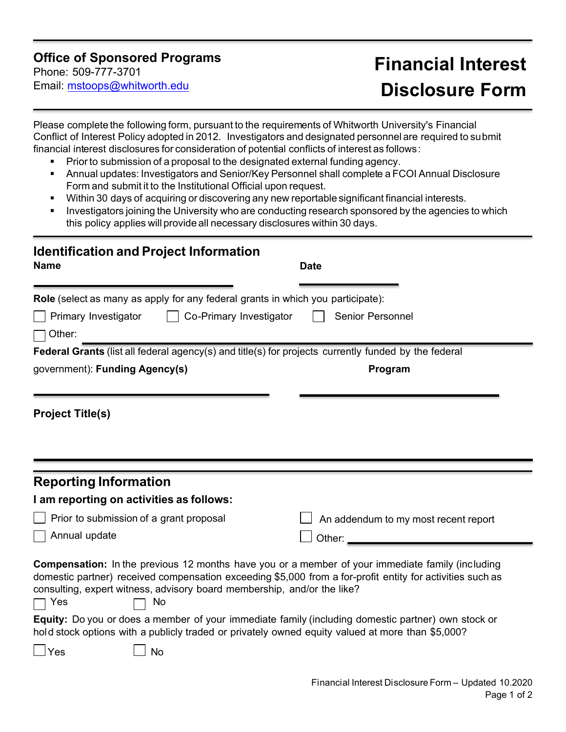**Office of Sponsored Programs**
Phone: 509-777-3701
Email: mstoops@whitworth.edu

# Financial Interest Disclosure Form

Please complete the following form, pursuant to the requirements of Whitworth University's Financial Conflict of Interest Policy adopted in 2012. Investigators and designated personnel are required to submit financial interest disclosures for consideration of potential conflicts of interest as follows:

- Prior to submission of a proposal to the designated external funding agency.
- Annual updates: Investigators and Senior/Key Personnel shall complete a FCOI Annual Disclosure Form and submit it to the Institutional Official upon request.
- Within 30 days of acquiring or discovering any new reportable significant financial interests.
- Investigators joining the University who are conducting research sponsored by the agencies to which this policy applies will provide all necessary disclosures within 30 days.

## Identification and Project Information

**Name** ______________________________ **Date** ______________

**Role** (select as many as apply for any federal grants in which you participate):

☐ Primary Investigator ☐ Co-Primary Investigator ☐ Senior Personnel

☐ Other: ______________________________

**Federal Grants** (list all federal agency(s) and title(s) for projects currently funded by the federal government): **Funding Agency(s)** ______________________________ **Program** ______________________________

**Project Title(s)**

______________________________

## Reporting Information

**I am reporting on activities as follows:**

☐ Prior to submission of a grant proposal

☐ Annual update

☐ An addendum to my most recent report

☐ Other: ______________________________

**Compensation:** In the previous 12 months have you or a member of your immediate family (including domestic partner) received compensation exceeding $5,000 from a for-profit entity for activities such as consulting, expert witness, advisory board membership, and/or the like?

☐ Yes ☐ No

**Equity:** Do you or does a member of your immediate family (including domestic partner) own stock or hold stock options with a publicly traded or privately owned equity valued at more than $5,000?

☐ Yes ☐ No

Financial Interest Disclosure Form – Updated 10.2020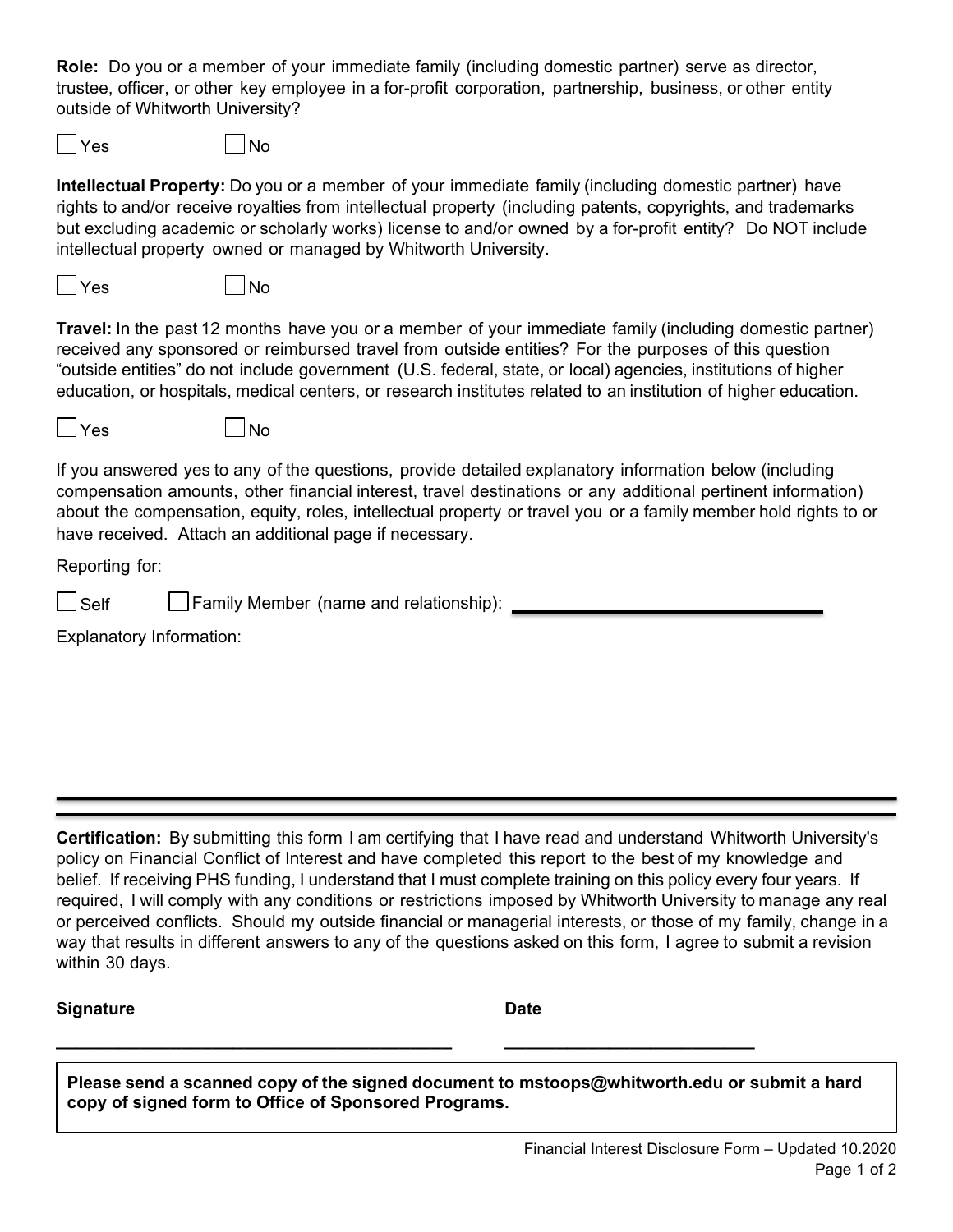**Role:** Do you or a member of your immediate family (including domestic partner) serve as director, trustee, officer, or other key employee in a for-profit corporation, partnership, business, or other entity outside of Whitworth University?

☐ Yes ☐ No

**Intellectual Property:** Do you or a member of your immediate family (including domestic partner) have rights to and/or receive royalties from intellectual property (including patents, copyrights, and trademarks but excluding academic or scholarly works) license to and/or owned by a for-profit entity? Do NOT include intellectual property owned or managed by Whitworth University.

☐ Yes ☐ No

**Travel:** In the past 12 months have you or a member of your immediate family (including domestic partner) received any sponsored or reimbursed travel from outside entities? For the purposes of this question "outside entities" do not include government (U.S. federal, state, or local) agencies, institutions of higher education, or hospitals, medical centers, or research institutes related to an institution of higher education.

☐ Yes ☐ No

If you answered yes to any of the questions, provide detailed explanatory information below (including compensation amounts, other financial interest, travel destinations or any additional pertinent information) about the compensation, equity, roles, intellectual property or travel you or a family member hold rights to or have received. Attach an additional page if necessary.

Reporting for:

☐ Self ☐ Family Member (name and relationship): ______________________________

Explanatory Information:

---

**Certification:** By submitting this form I am certifying that I have read and understand Whitworth University's policy on Financial Conflict of Interest and have completed this report to the best of my knowledge and belief. If receiving PHS funding, I understand that I must complete training on this policy every four years. If required, I will comply with any conditions or restrictions imposed by Whitworth University to manage any real or perceived conflicts. Should my outside financial or managerial interests, or those of my family, change in a way that results in different answers to any of the questions asked on this form, I agree to submit a revision within 30 days.

**Signature** ______________________________ **Date** ______________________________

**Please send a scanned copy of the signed document to mstoops@whitworth.edu or submit a hard copy of signed form to Office of Sponsored Programs.**

Financial Interest Disclosure Form – Updated 10.2020